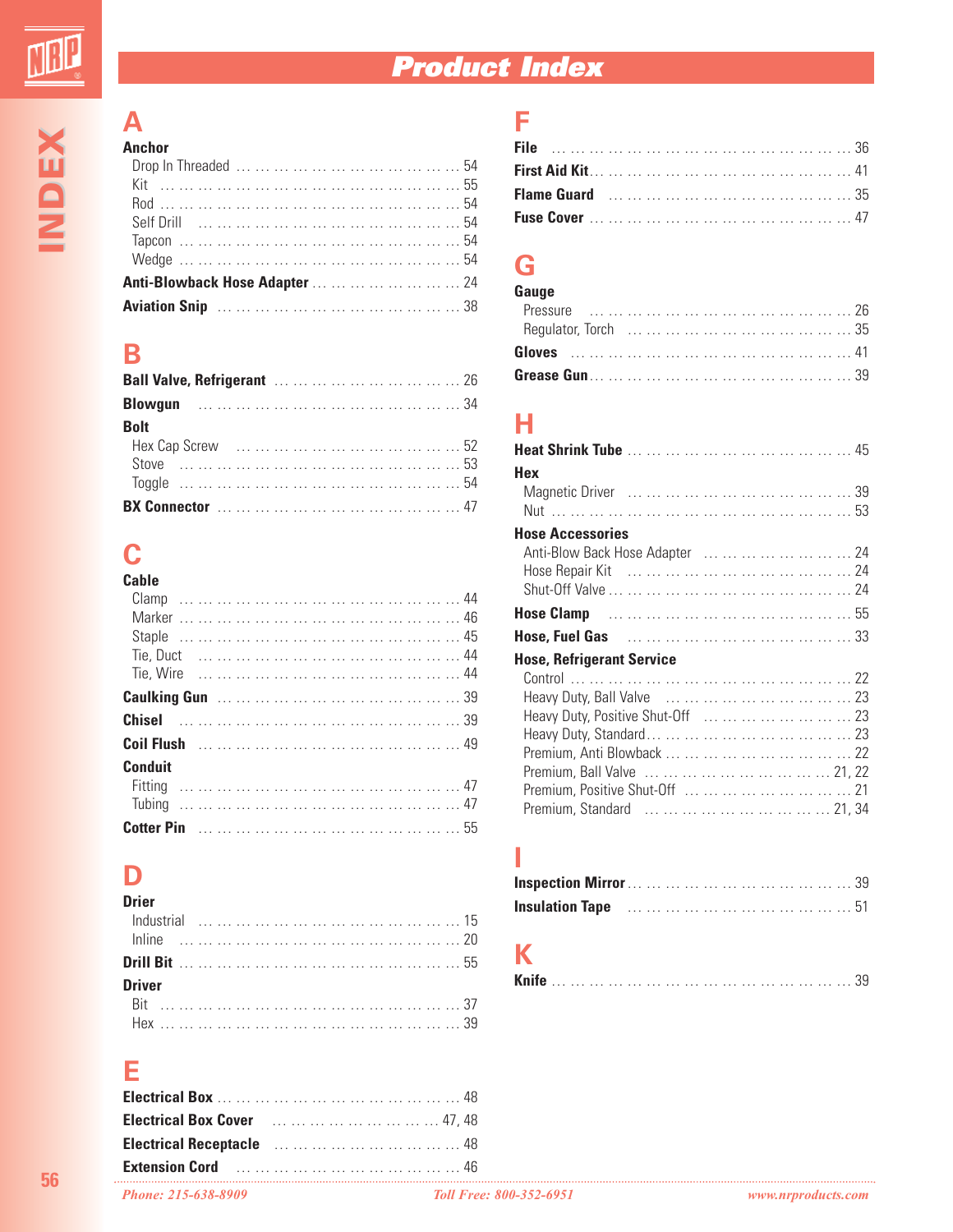# Product Index

## A

**Anchor**
- Drop In Threaded … 54
- Kit … 55
- Rod … 54
- Self Drill … 54
- Tapcon … 54
- Wedge … 54

**Anti-Blowback Hose Adapter** … 24

**Aviation Snip** … 38

## B

**Ball Valve, Refrigerant** … 26

**Blowgun** … 34

**Bolt**
- Hex Cap Screw … 52
- Stove … 53
- Toggle … 54

**BX Connector** … 47

## C

**Cable**
- Clamp … 44
- Marker … 46
- Staple … 45
- Tie, Duct … 44
- Tie, Wire … 44

**Caulking Gun** … 39

**Chisel** … 39

**Coil Flush** … 49

**Conduit**
- Fitting … 47
- Tubing … 47

**Cotter Pin** … 55

## D

**Drier**
- Industrial … 15
- Inline … 20

**Drill Bit** … 55

**Driver**
- Bit … 37
- Hex … 39

## E

**Electrical Box** … 48

**Electrical Box Cover** … 47, 48

**Electrical Receptacle** … 48

**Extension Cord** … 46

## F

**File** … 36

**First Aid Kit** … 41

**Flame Guard** … 35

**Fuse Cover** … 47

## G

**Gauge**
- Pressure … 26
- Regulator, Torch … 35

**Gloves** … 41

**Grease Gun** … 39

## H

**Heat Shrink Tube** … 45

**Hex**
- Magnetic Driver … 39
- Nut … 53

**Hose Accessories**
- Anti-Blow Back Hose Adapter … 24
- Hose Repair Kit … 24
- Shut-Off Valve … 24

**Hose Clamp** … 55

**Hose, Fuel Gas** … 33

**Hose, Refrigerant Service**
- Control … 22
- Heavy Duty, Ball Valve … 23
- Heavy Duty, Positive Shut-Off … 23
- Heavy Duty, Standard … 23
- Premium, Anti Blowback … 22
- Premium, Ball Valve … 21, 22
- Premium, Positive Shut-Off … 21
- Premium, Standard … 21, 34

## I

**Inspection Mirror** … 39

**Insulation Tape** … 51

## K

**Knife** … 39

*Phone: 215-638-8909* *Toll Free: 800-352-6951* *www.nrproducts.com*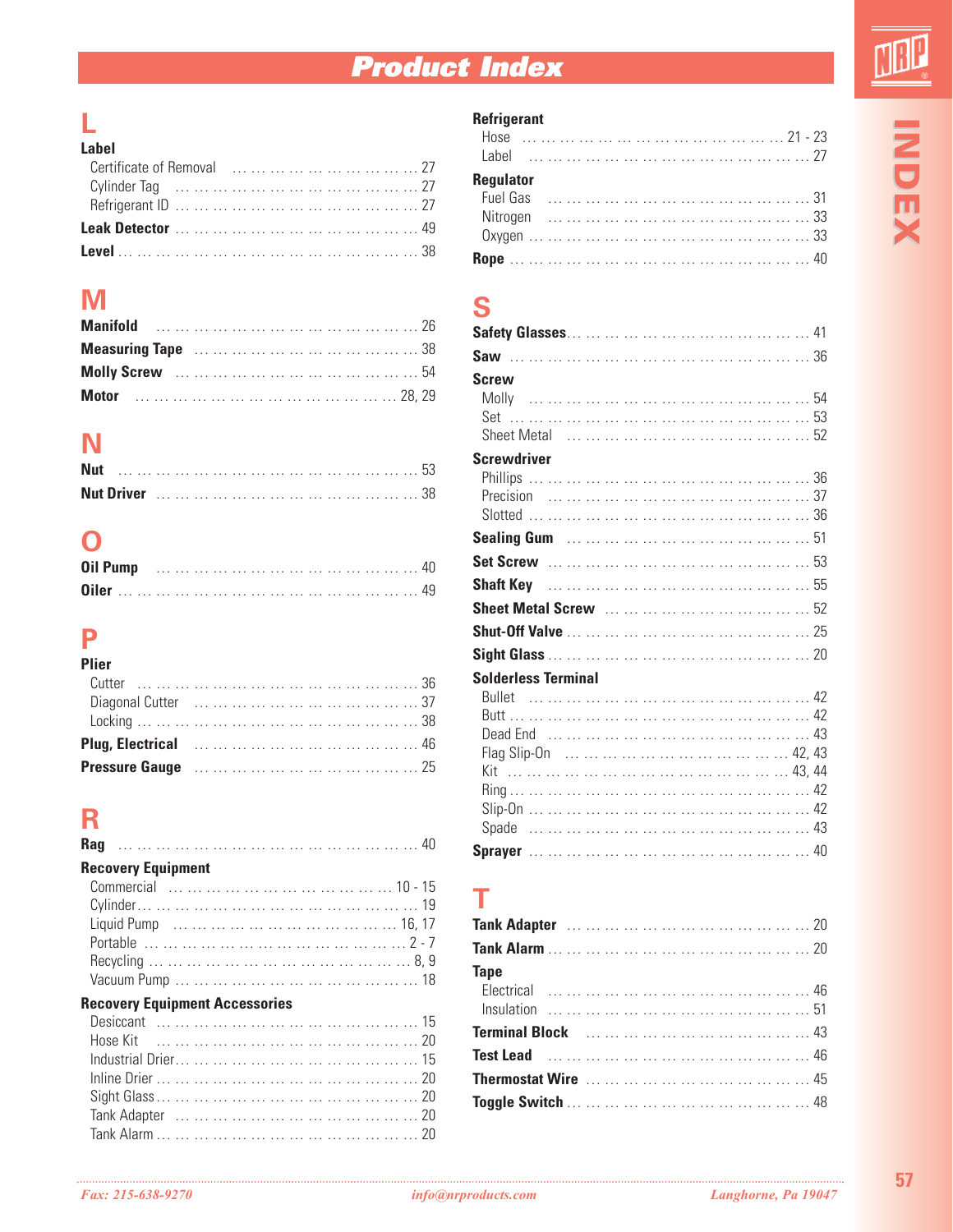# Product Index

## L

**Label**
- Certificate of Removal ... 27
- Cylinder Tag ... 27
- Refrigerant ID ... 27

**Leak Detector** ... 49

**Level** ... 38

## M

**Manifold** ... 26

**Measuring Tape** ... 38

**Molly Screw** ... 54

**Motor** ... 28, 29

## N

**Nut** ... 53

**Nut Driver** ... 38

## O

**Oil Pump** ... 40

**Oiler** ... 49

## P

**Plier**
- Cutter ... 36
- Diagonal Cutter ... 37
- Locking ... 38

**Plug, Electrical** ... 46

**Pressure Gauge** ... 25

## R

**Rag** ... 40

**Recovery Equipment**
- Commercial ... 10 - 15
- Cylinder ... 19
- Liquid Pump ... 16, 17
- Portable ... 2 - 7
- Recycling ... 8, 9
- Vacuum Pump ... 18

**Recovery Equipment Accessories**
- Desiccant ... 15
- Hose Kit ... 20
- Industrial Drier ... 15
- Inline Drier ... 20
- Sight Glass ... 20
- Tank Adapter ... 20
- Tank Alarm ... 20

**Refrigerant**
- Hose ... 21 - 23
- Label ... 27

**Regulator**
- Fuel Gas ... 31
- Nitrogen ... 33
- Oxygen ... 33

**Rope** ... 40

## S

**Safety Glasses** ... 41

**Saw** ... 36

**Screw**
- Molly ... 54
- Set ... 53
- Sheet Metal ... 52

**Screwdriver**
- Phillips ... 36
- Precision ... 37
- Slotted ... 36

**Sealing Gum** ... 51

**Set Screw** ... 53

**Shaft Key** ... 55

**Sheet Metal Screw** ... 52

**Shut-Off Valve** ... 25

**Sight Glass** ... 20

**Solderless Terminal**
- Bullet ... 42
- Butt ... 42
- Dead End ... 43
- Flag Slip-On ... 42, 43
- Kit ... 43, 44
- Ring ... 42
- Slip-On ... 42
- Spade ... 43

**Sprayer** ... 40

## T

**Tank Adapter** ... 20

**Tank Alarm** ... 20

**Tape**
- Electrical ... 46
- Insulation ... 51

**Terminal Block** ... 43

**Test Lead** ... 46

**Thermostat Wire** ... 45

**Toggle Switch** ... 48

*Fax: 215-638-9270* *info@nrproducts.com* *Langhorne, Pa 19047*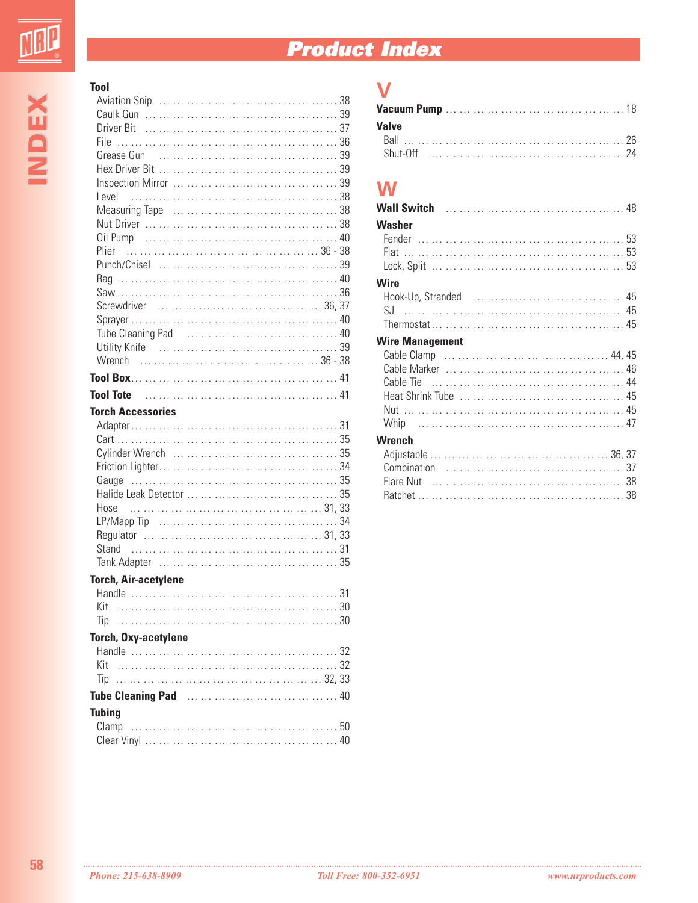# Product Index

**Tool**
- Aviation Snip … 38
- Caulk Gun … 39
- Driver Bit … 37
- File … 36
- Grease Gun … 39
- Hex Driver Bit … 39
- Inspection Mirror … 39
- Level … 38
- Measuring Tape … 38
- Nut Driver … 38
- Oil Pump … 40
- Plier … 36 - 38
- Punch/Chisel … 39
- Rag … 40
- Saw … 36
- Screwdriver … 36, 37
- Sprayer … 40
- Tube Cleaning Pad … 40
- Utility Knife … 39
- Wrench … 36 - 38

**Tool Box** … 41

**Tool Tote** … 41

**Torch Accessories**
- Adapter … 31
- Cart … 35
- Cylinder Wrench … 35
- Friction Lighter … 34
- Gauge … 35
- Halide Leak Detector … 35
- Hose … 31, 33
- LP/Mapp Tip … 34
- Regulator … 31, 33
- Stand … 31
- Tank Adapter … 35

**Torch, Air-acetylene**
- Handle … 31
- Kit … 30
- Tip … 30

**Torch, Oxy-acetylene**
- Handle … 32
- Kit … 32
- Tip … 32, 33

**Tube Cleaning Pad** … 40

**Tubing**
- Clamp … 50
- Clear Vinyl … 40

## V

**Vacuum Pump** … 18

**Valve**
- Ball … 26
- Shut-Off … 24

## W

**Wall Switch** … 48

**Washer**
- Fender … 53
- Flat … 53
- Lock, Split … 53

**Wire**
- Hook-Up, Stranded … 45
- SJ … 45
- Thermostat … 45

**Wire Management**
- Cable Clamp … 44, 45
- Cable Marker … 46
- Cable Tie … 44
- Heat Shrink Tube … 45
- Nut … 45
- Whip … 47

**Wrench**
- Adjustable … 36, 37
- Combination … 37
- Flare Nut … 38
- Ratchet … 38